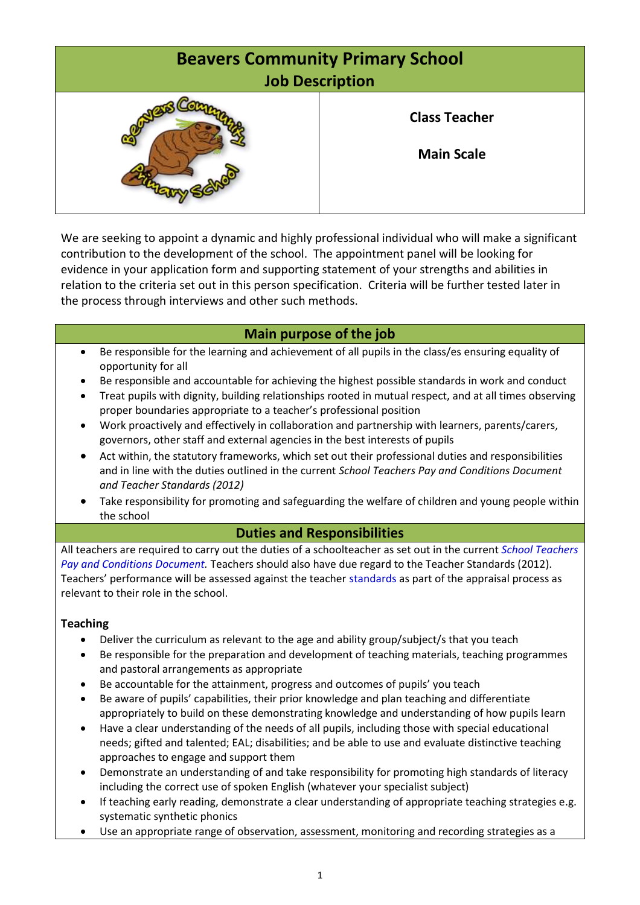# Beavers Community Primary School
## Job Description

**Class Teacher**

**Main Scale**

We are seeking to appoint a dynamic and highly professional individual who will make a significant contribution to the development of the school. The appointment panel will be looking for evidence in your application form and supporting statement of your strengths and abilities in relation to the criteria set out in this person specification. Criteria will be further tested later in the process through interviews and other such methods.

## Main purpose of the job

- Be responsible for the learning and achievement of all pupils in the class/es ensuring equality of opportunity for all
- Be responsible and accountable for achieving the highest possible standards in work and conduct
- Treat pupils with dignity, building relationships rooted in mutual respect, and at all times observing proper boundaries appropriate to a teacher's professional position
- Work proactively and effectively in collaboration and partnership with learners, parents/carers, governors, other staff and external agencies in the best interests of pupils
- Act within, the statutory frameworks, which set out their professional duties and responsibilities and in line with the duties outlined in the current *School Teachers Pay and Conditions Document and Teacher Standards (2012)*
- Take responsibility for promoting and safeguarding the welfare of children and young people within the school

## Duties and Responsibilities

All teachers are required to carry out the duties of a schoolteacher as set out in the current *School Teachers Pay and Conditions Document*. Teachers should also have due regard to the Teacher Standards (2012). Teachers' performance will be assessed against the teacher standards as part of the appraisal process as relevant to their role in the school.

### Teaching

- Deliver the curriculum as relevant to the age and ability group/subject/s that you teach
- Be responsible for the preparation and development of teaching materials, teaching programmes and pastoral arrangements as appropriate
- Be accountable for the attainment, progress and outcomes of pupils' you teach
- Be aware of pupils' capabilities, their prior knowledge and plan teaching and differentiate appropriately to build on these demonstrating knowledge and understanding of how pupils learn
- Have a clear understanding of the needs of all pupils, including those with special educational needs; gifted and talented; EAL; disabilities; and be able to use and evaluate distinctive teaching approaches to engage and support them
- Demonstrate an understanding of and take responsibility for promoting high standards of literacy including the correct use of spoken English (whatever your specialist subject)
- If teaching early reading, demonstrate a clear understanding of appropriate teaching strategies e.g. systematic synthetic phonics
- Use an appropriate range of observation, assessment, monitoring and recording strategies as a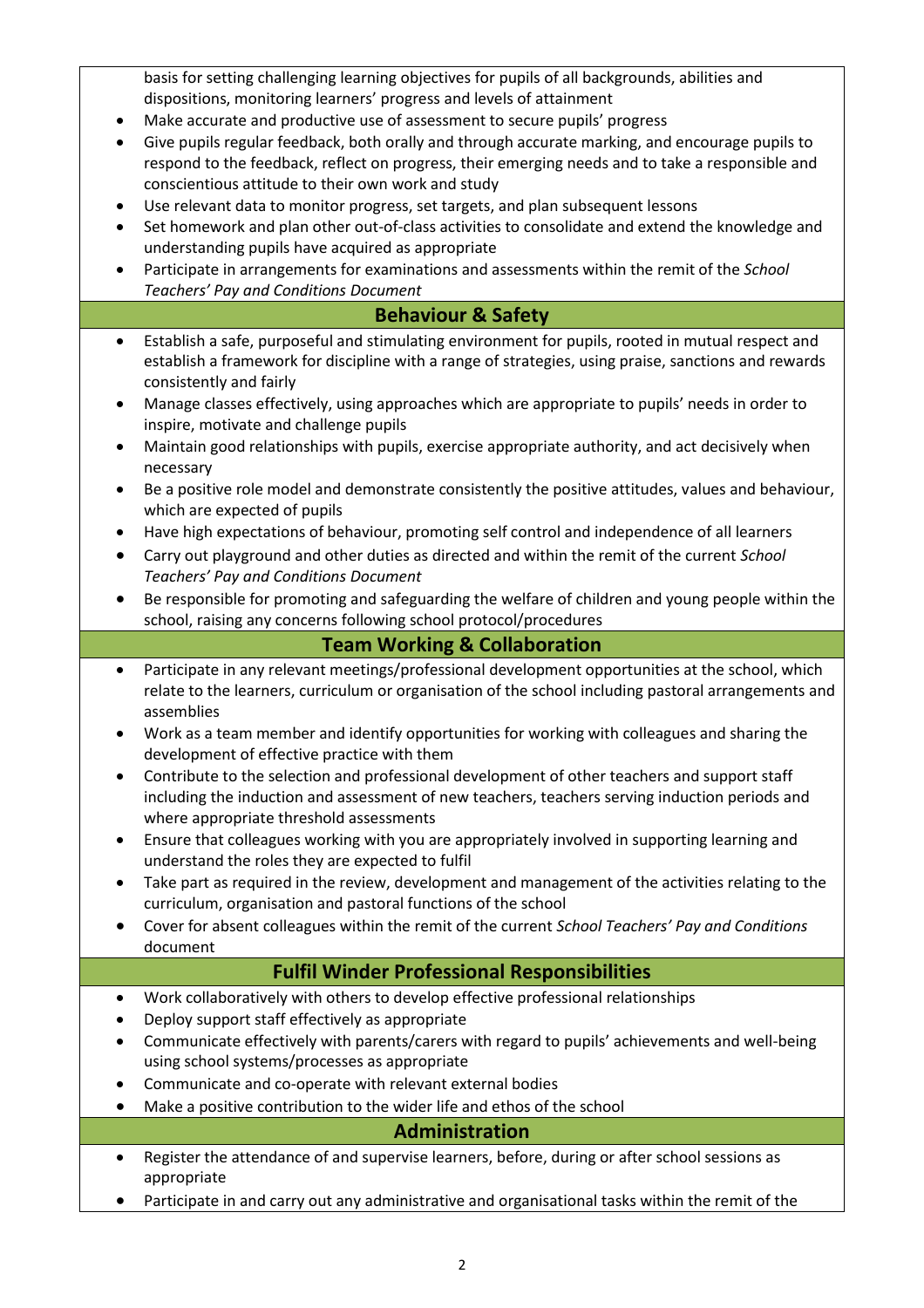basis for setting challenging learning objectives for pupils of all backgrounds, abilities and dispositions, monitoring learners' progress and levels of attainment

- Make accurate and productive use of assessment to secure pupils' progress
- Give pupils regular feedback, both orally and through accurate marking, and encourage pupils to respond to the feedback, reflect on progress, their emerging needs and to take a responsible and conscientious attitude to their own work and study
- Use relevant data to monitor progress, set targets, and plan subsequent lessons
- Set homework and plan other out-of-class activities to consolidate and extend the knowledge and understanding pupils have acquired as appropriate
- Participate in arrangements for examinations and assessments within the remit of the *School Teachers' Pay and Conditions Document*

## Behaviour & Safety

- Establish a safe, purposeful and stimulating environment for pupils, rooted in mutual respect and establish a framework for discipline with a range of strategies, using praise, sanctions and rewards consistently and fairly
- Manage classes effectively, using approaches which are appropriate to pupils' needs in order to inspire, motivate and challenge pupils
- Maintain good relationships with pupils, exercise appropriate authority, and act decisively when necessary
- Be a positive role model and demonstrate consistently the positive attitudes, values and behaviour, which are expected of pupils
- Have high expectations of behaviour, promoting self control and independence of all learners
- Carry out playground and other duties as directed and within the remit of the current *School Teachers' Pay and Conditions Document*
- Be responsible for promoting and safeguarding the welfare of children and young people within the school, raising any concerns following school protocol/procedures

## Team Working & Collaboration

- Participate in any relevant meetings/professional development opportunities at the school, which relate to the learners, curriculum or organisation of the school including pastoral arrangements and assemblies
- Work as a team member and identify opportunities for working with colleagues and sharing the development of effective practice with them
- Contribute to the selection and professional development of other teachers and support staff including the induction and assessment of new teachers, teachers serving induction periods and where appropriate threshold assessments
- Ensure that colleagues working with you are appropriately involved in supporting learning and understand the roles they are expected to fulfil
- Take part as required in the review, development and management of the activities relating to the curriculum, organisation and pastoral functions of the school
- Cover for absent colleagues within the remit of the current *School Teachers' Pay and Conditions* document

## Fulfil Winder Professional Responsibilities

- Work collaboratively with others to develop effective professional relationships
- Deploy support staff effectively as appropriate
- Communicate effectively with parents/carers with regard to pupils' achievements and well-being using school systems/processes as appropriate
- Communicate and co-operate with relevant external bodies
- Make a positive contribution to the wider life and ethos of the school

## Administration

- Register the attendance of and supervise learners, before, during or after school sessions as appropriate
- Participate in and carry out any administrative and organisational tasks within the remit of the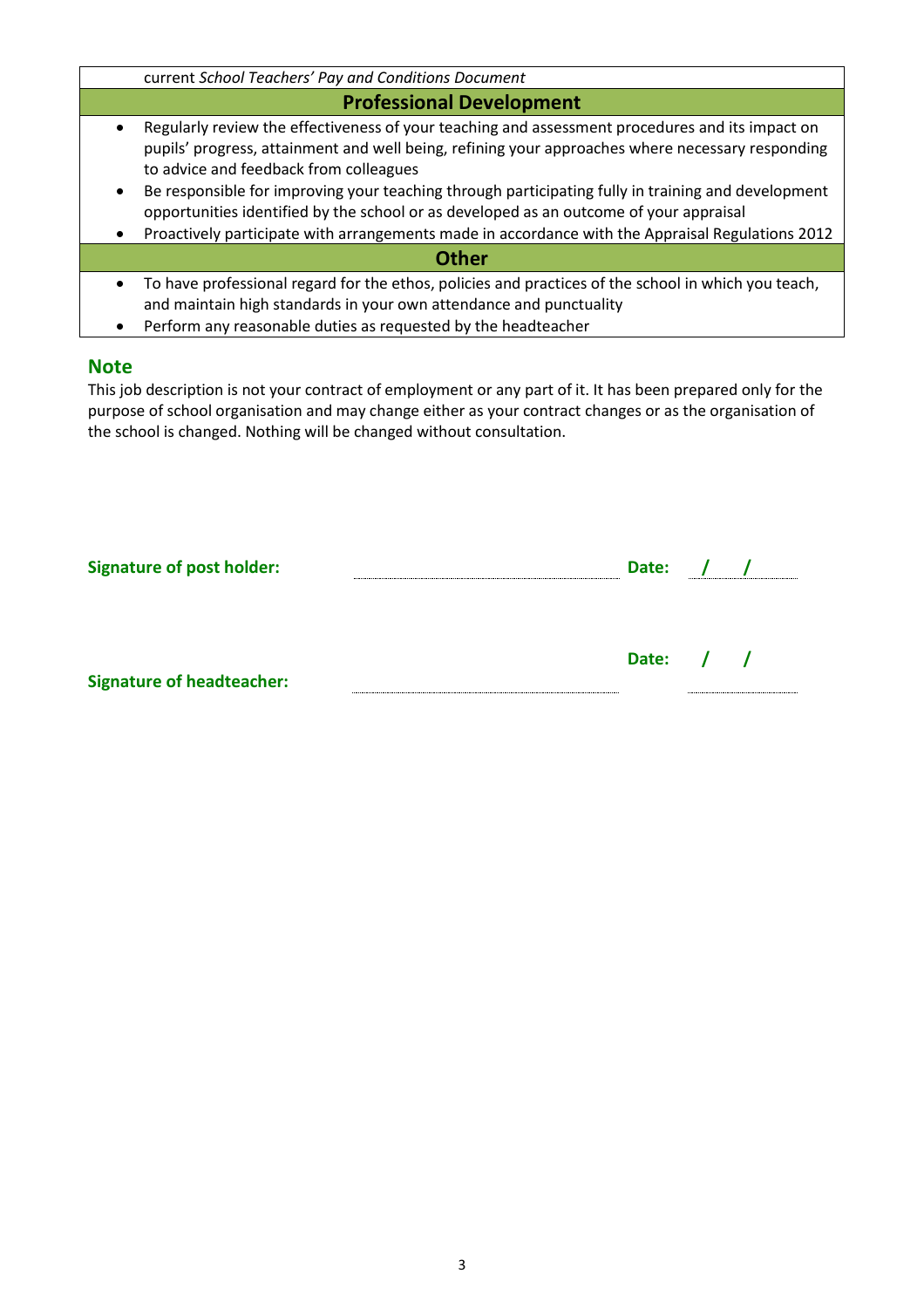current *School Teachers' Pay and Conditions Document*

## Professional Development

- Regularly review the effectiveness of your teaching and assessment procedures and its impact on pupils' progress, attainment and well being, refining your approaches where necessary responding to advice and feedback from colleagues
- Be responsible for improving your teaching through participating fully in training and development opportunities identified by the school or as developed as an outcome of your appraisal
- Proactively participate with arrangements made in accordance with the Appraisal Regulations 2012

## Other

- To have professional regard for the ethos, policies and practices of the school in which you teach, and maintain high standards in your own attendance and punctuality
- Perform any reasonable duties as requested by the headteacher

## Note

This job description is not your contract of employment or any part of it. It has been prepared only for the purpose of school organisation and may change either as your contract changes or as the organisation of the school is changed. Nothing will be changed without consultation.

**Signature of post holder:** ........................................ **Date:** / /

**Signature of headteacher:** ........................................ **Date:** / /